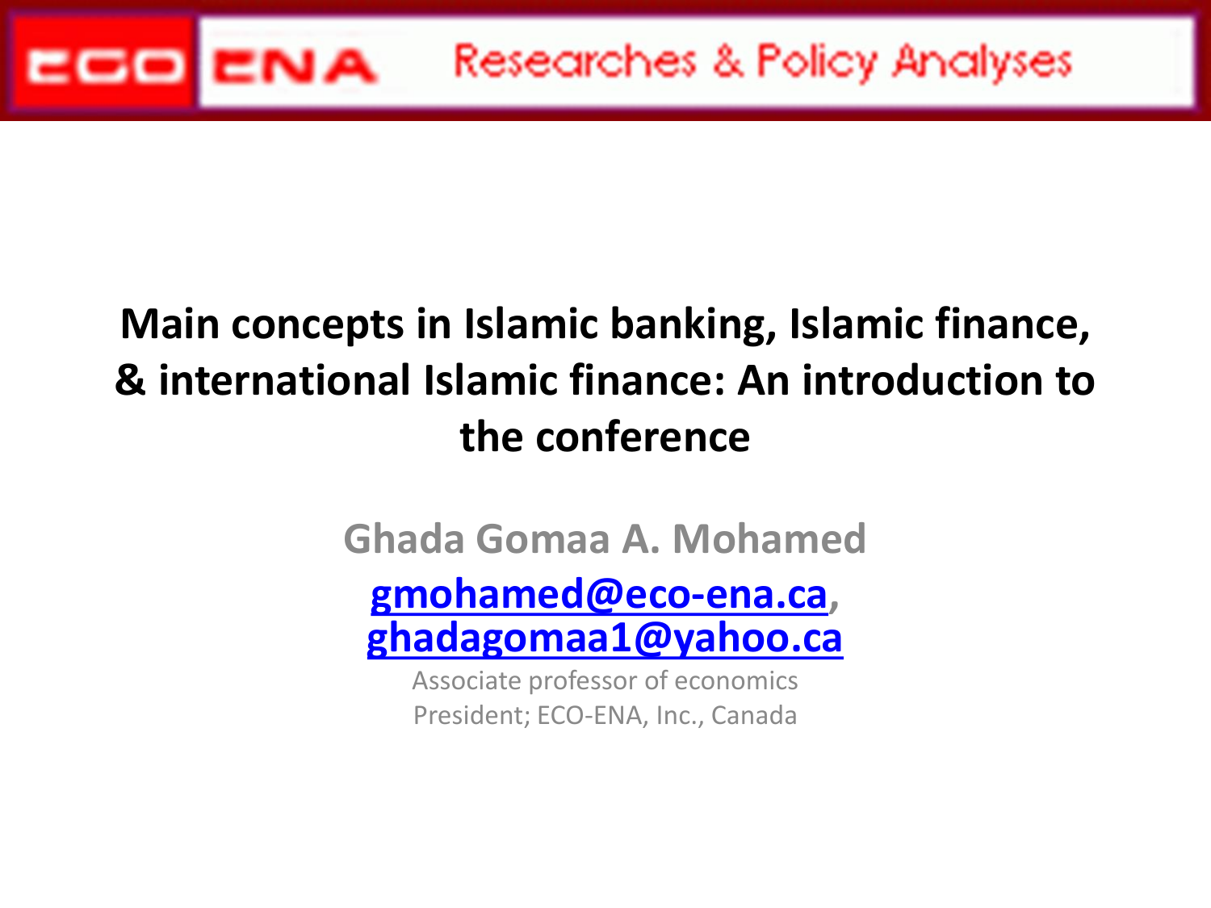ECO ENA Researches & Policy Analyses

# Main concepts in Islamic banking, Islamic finance, & international Islamic finance: An introduction to the conference

**Ghada Gomaa A. Mohamed**

gmohamed@eco-ena.ca, ghadagomaa1@yahoo.ca

Associate professor of economics

President; ECO-ENA, Inc., Canada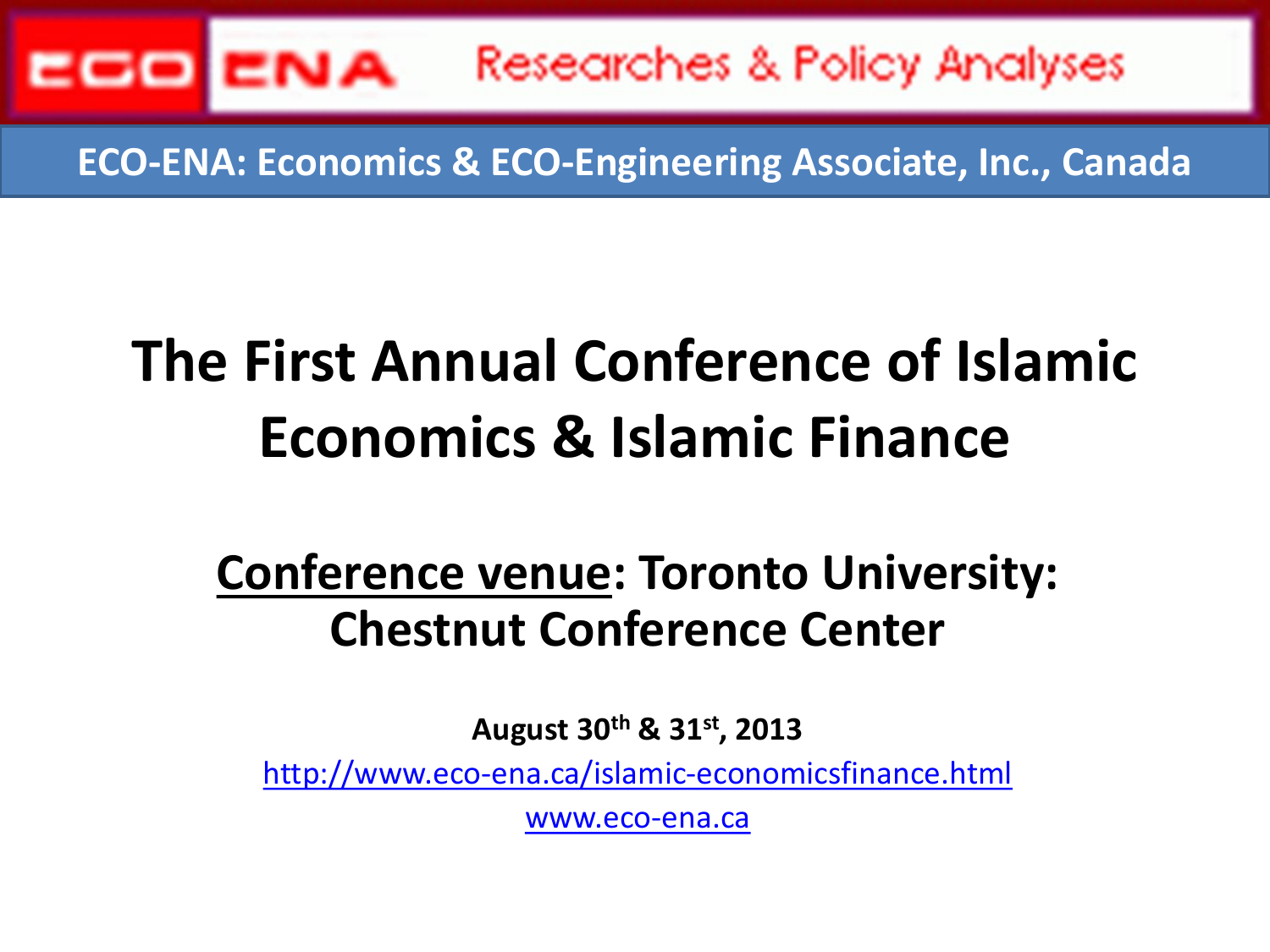ECO ENA Researches & Policy Analyses

**ECO-ENA: Economics & ECO-Engineering Associate, Inc., Canada**

# The First Annual Conference of Islamic Economics & Islamic Finance

## Conference venue: Toronto University: Chestnut Conference Center

**August 30th & 31st, 2013**

http://www.eco-ena.ca/islamic-economicsfinance.html

www.eco-ena.ca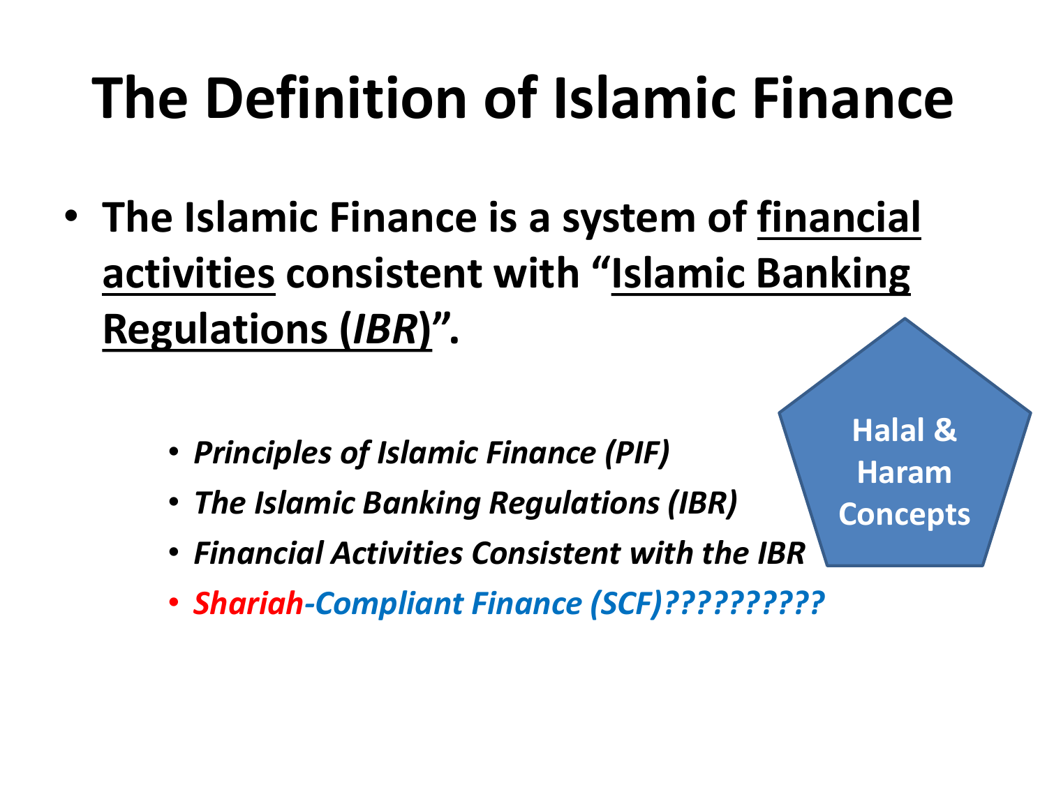# The Definition of Islamic Finance

- **The Islamic Finance is a system of <u>financial activities</u> consistent with "<u>Islamic Banking Regulations (*IBR*)</u>".**
  - ***Principles of Islamic Finance (PIF)***
  - ***The Islamic Banking Regulations (IBR)***
  - ***Financial Activities Consistent with the IBR***
  - ***Shariah-Compliant Finance (SCF)??????????***

**Halal & Haram Concepts**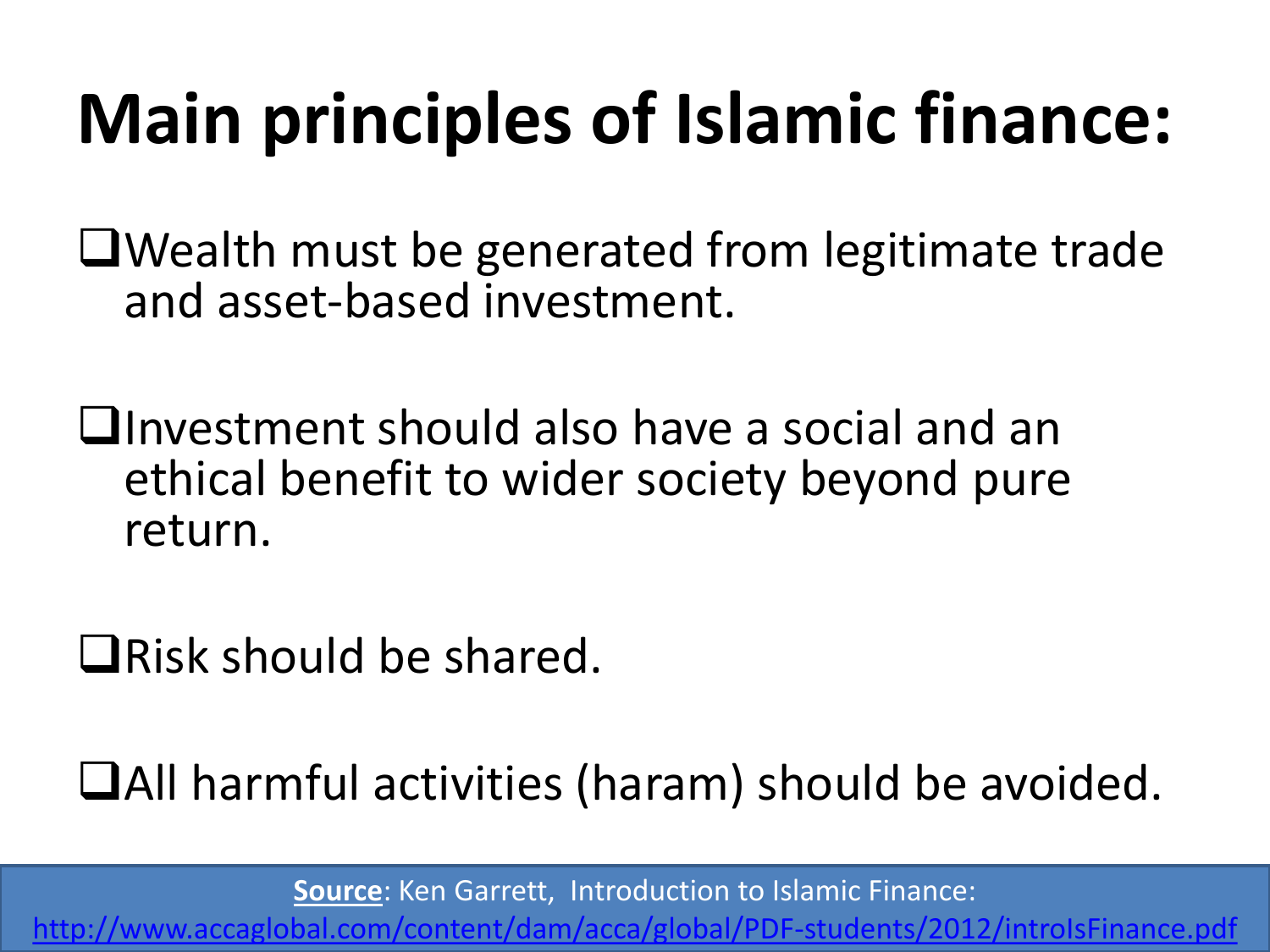# Main principles of Islamic finance:

- Wealth must be generated from legitimate trade and asset-based investment.
- Investment should also have a social and an ethical benefit to wider society beyond pure return.
- Risk should be shared.
- All harmful activities (haram) should be avoided.

**Source**: Ken Garrett, Introduction to Islamic Finance: http://www.accaglobal.com/content/dam/acca/global/PDF-students/2012/introIsFinance.pdf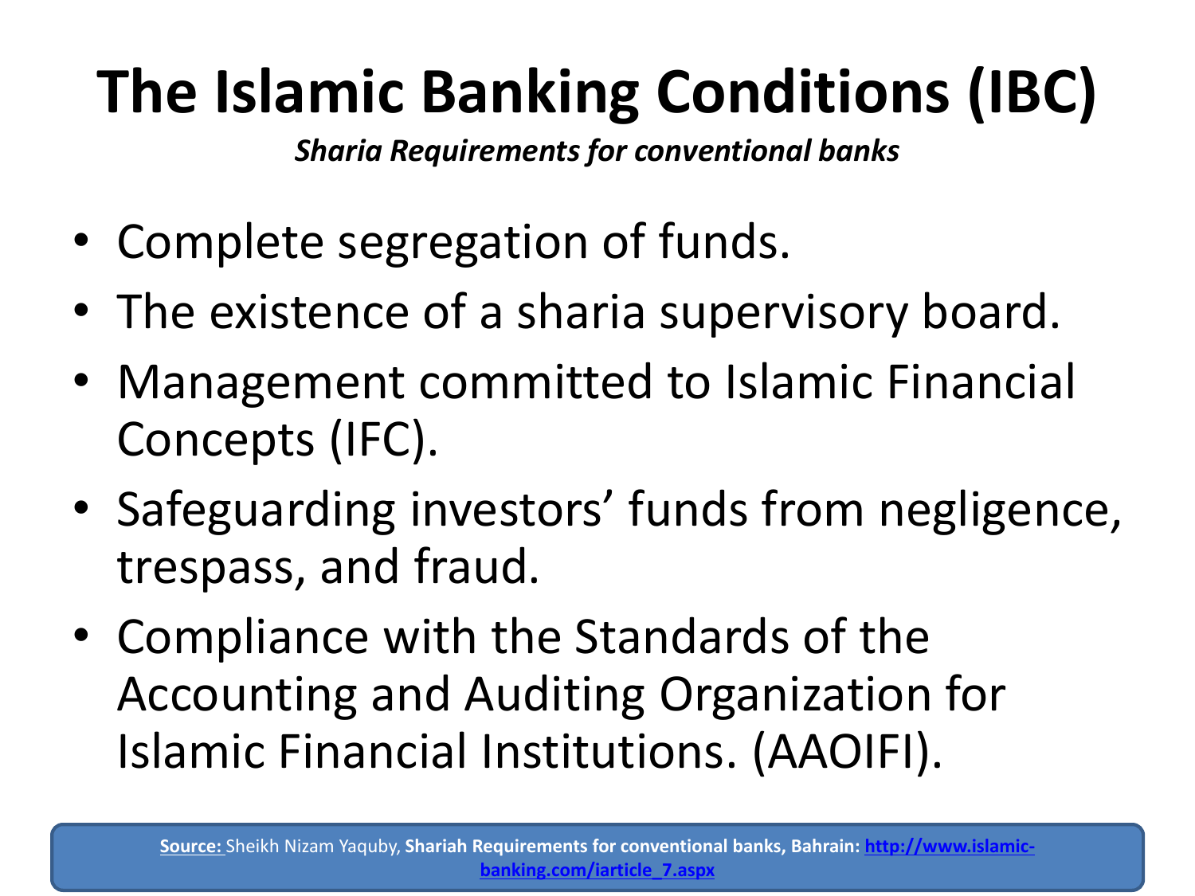# The Islamic Banking Conditions (IBC)

***Sharia Requirements for conventional banks***

- Complete segregation of funds.
- The existence of a sharia supervisory board.
- Management committed to Islamic Financial Concepts (IFC).
- Safeguarding investors' funds from negligence, trespass, and fraud.
- Compliance with the Standards of the Accounting and Auditing Organization for Islamic Financial Institutions. (AAOIFI).

**Source:** Sheikh Nizam Yaquby, **Shariah Requirements for conventional banks, Bahrain:** **http://www.islamic-banking.com/iarticle_7.aspx**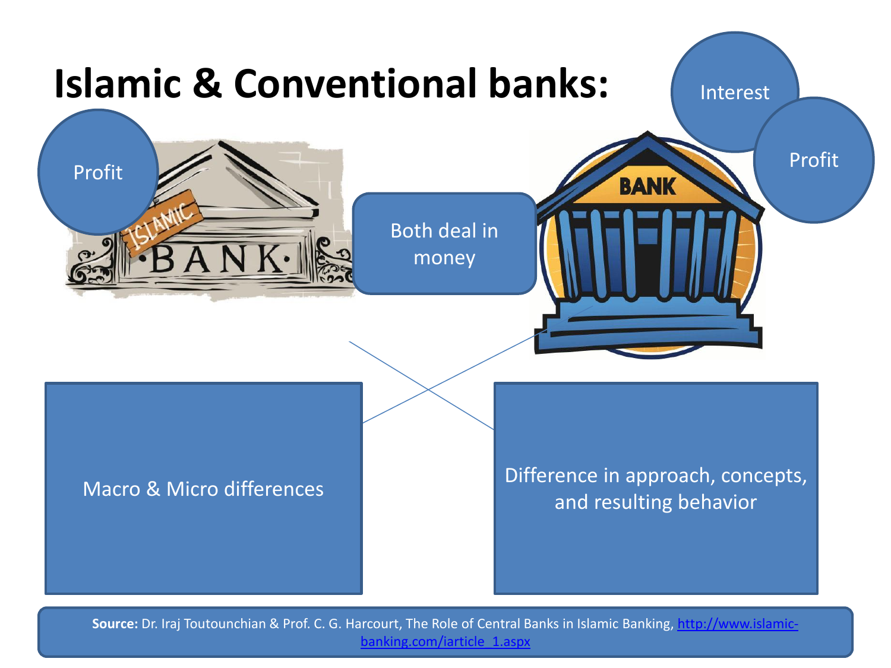# Islamic & Conventional banks:

Interest

Profit

Profit

Both deal in money

Macro & Micro differences

Difference in approach, concepts, and resulting behavior

**Source:** Dr. Iraj Toutounchian & Prof. C. G. Harcourt, The Role of Central Banks in Islamic Banking, http://www.islamic-banking.com/iarticle_1.aspx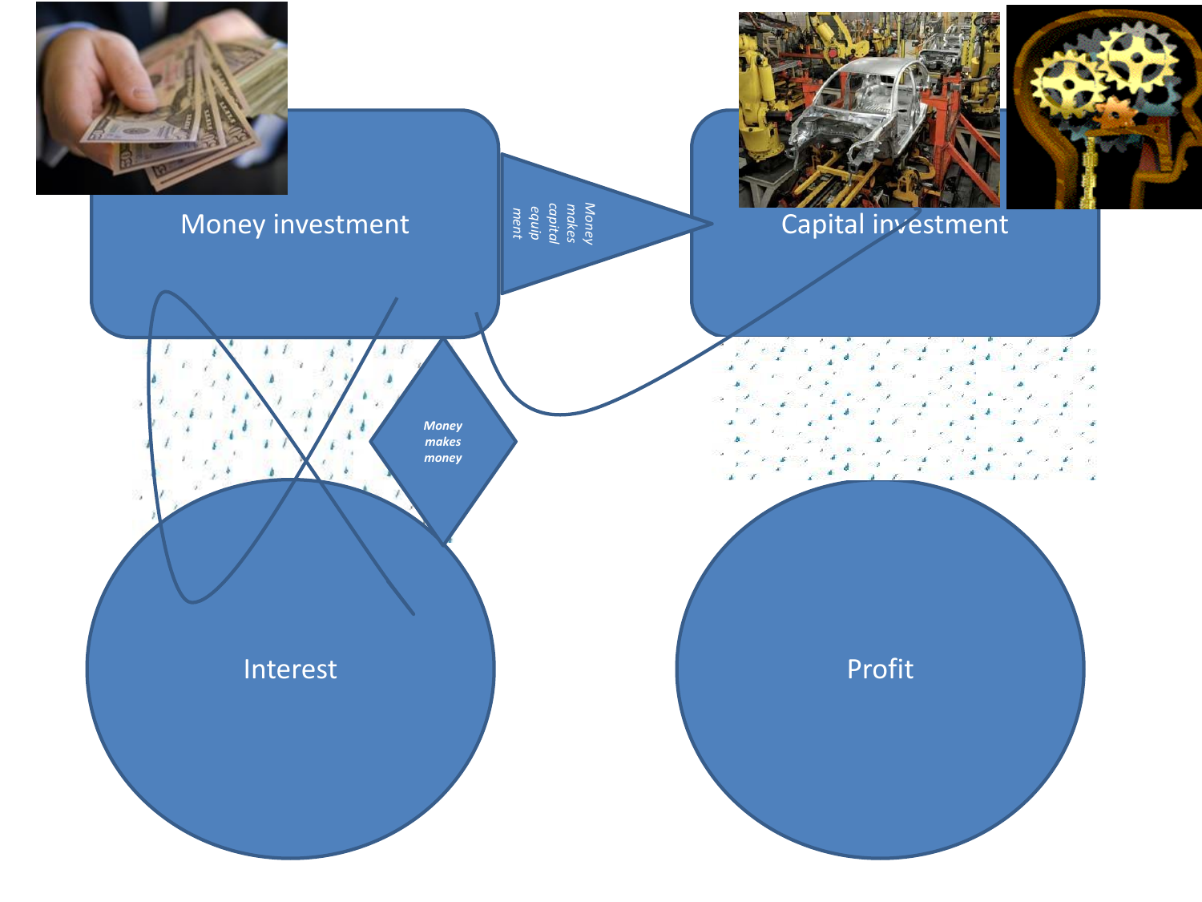Money investment

Money makes capital equipment

Capital investment

Money makes money

Interest

Profit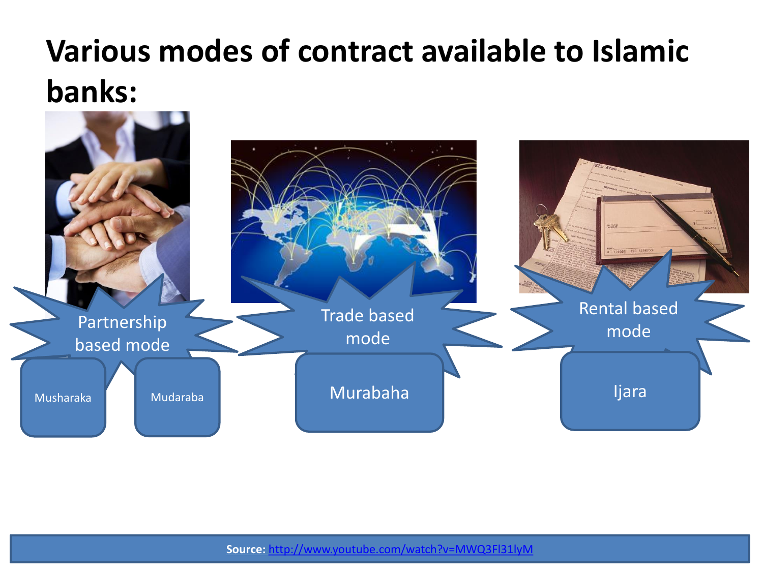# Various modes of contract available to Islamic banks:

- Partnership based mode
  - Musharaka
  - Mudaraba
- Trade based mode
  - Murabaha
- Rental based mode
  - Ijara

**Source:** http://www.youtube.com/watch?v=MWQ3Fl31lyM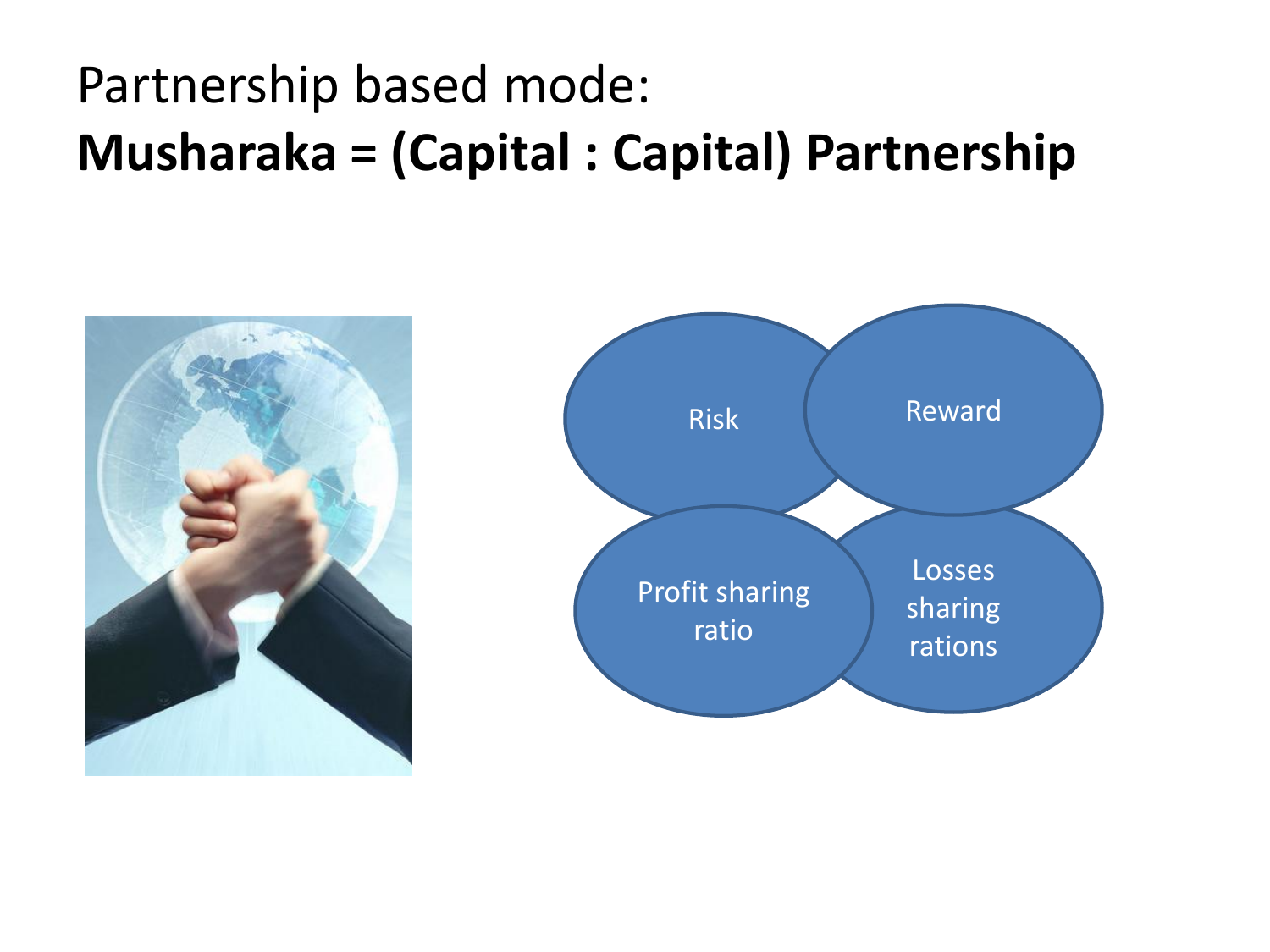Partnership based mode:

**Musharaka = (Capital : Capital) Partnership**

- Risk
- Reward
- Profit sharing ratio
- Losses sharing rations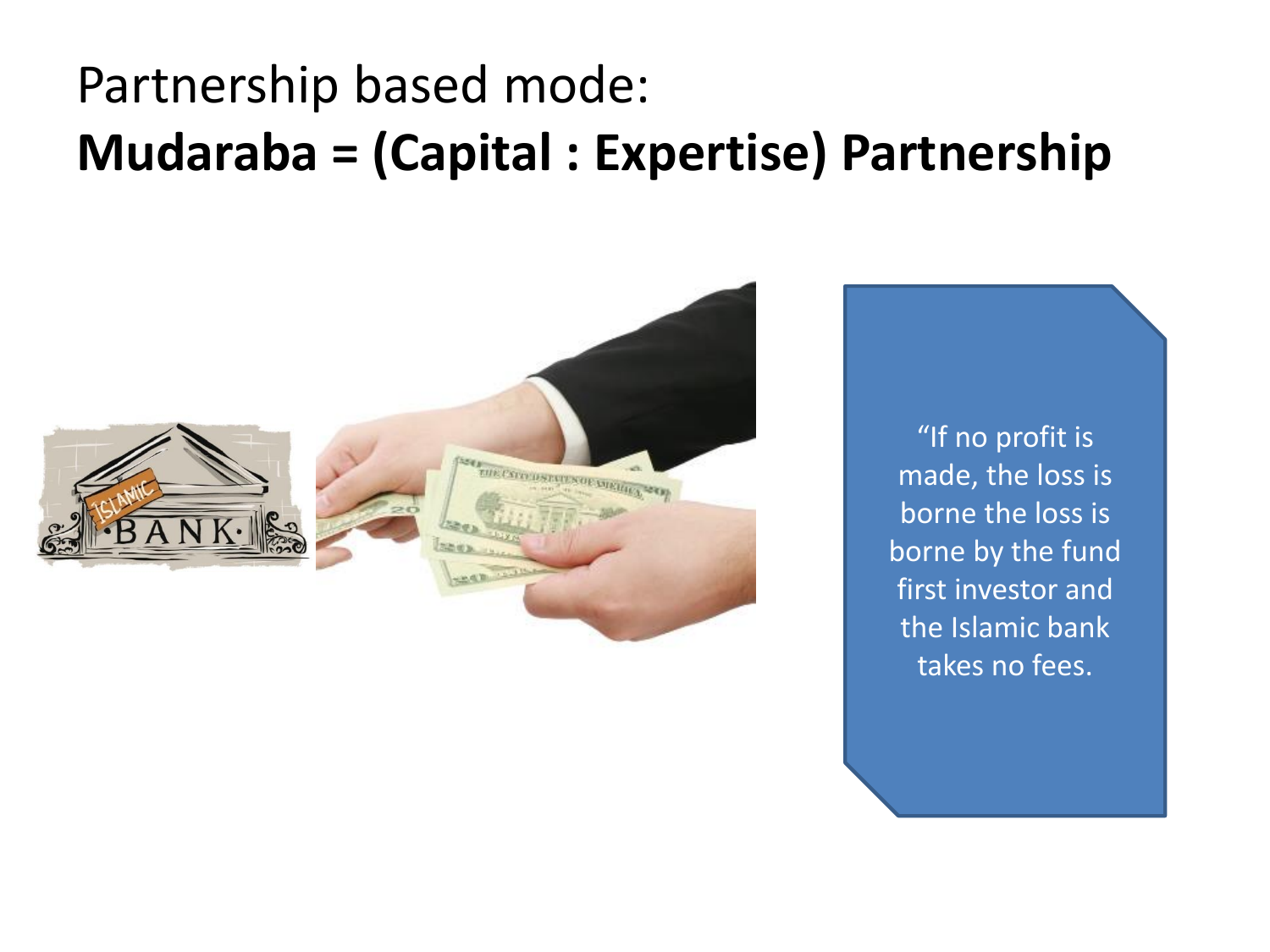Partnership based mode:

**Mudaraba = (Capital : Expertise) Partnership**

"If no profit is made, the loss is borne the loss is borne by the fund first investor and the Islamic bank takes no fees.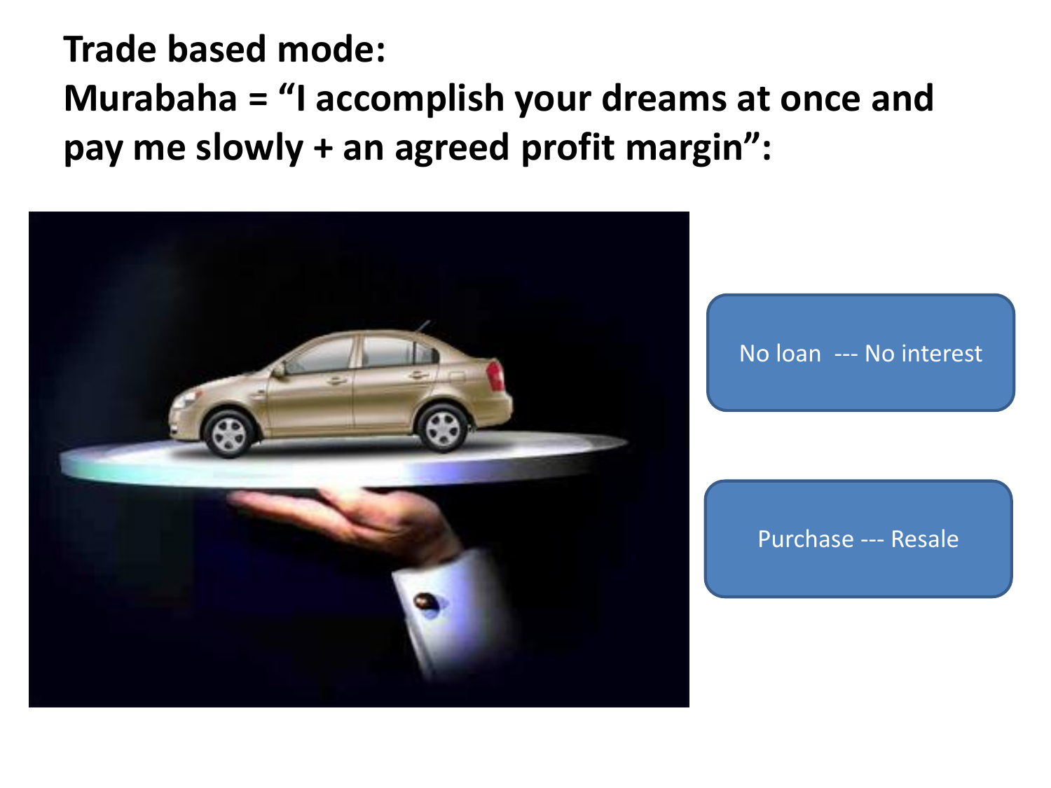**Trade based mode:**

**Murabaha = “I accomplish your dreams at once and pay me slowly + an agreed profit margin”:**

No loan --- No interest

Purchase --- Resale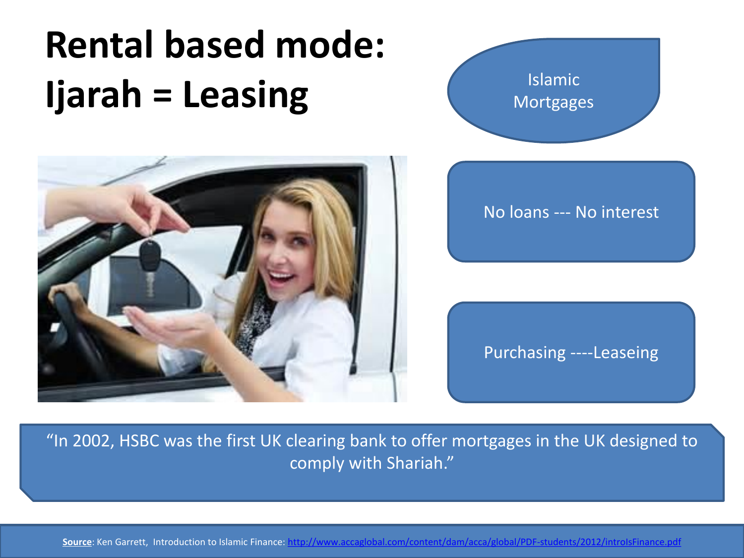# Rental based mode: Ijarah = Leasing

Islamic Mortgages

No loans --- No interest

Purchasing ----Leaseing

"In 2002, HSBC was the first UK clearing bank to offer mortgages in the UK designed to comply with Shariah."

**Source**: Ken Garrett, Introduction to Islamic Finance: http://www.accaglobal.com/content/dam/acca/global/PDF-students/2012/introIsFinance.pdf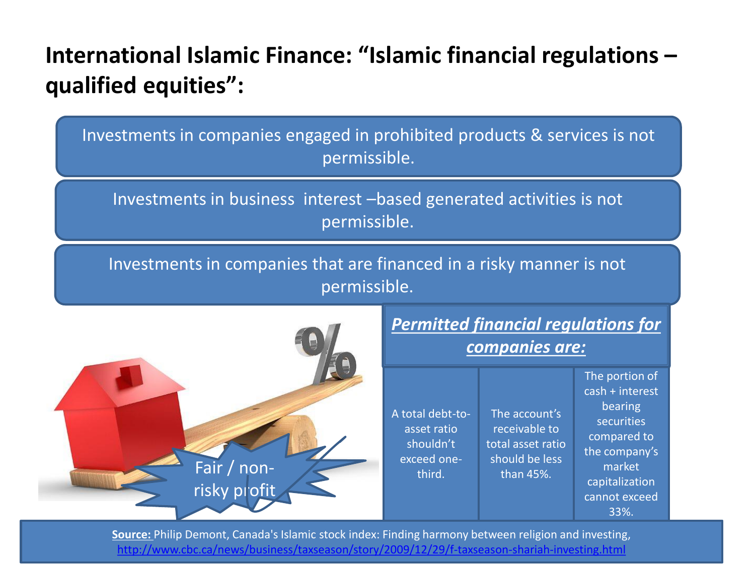# International Islamic Finance: "Islamic financial regulations – qualified equities":

Investments in companies engaged in prohibited products & services is not permissible.

Investments in business interest –based generated activities is not permissible.

Investments in companies that are financed in a risky manner is not permissible.

Fair / non-risky profit

| ***Permitted financial regulations for companies are:*** | | |
|---|---|---|
| A total debt-to-asset ratio shouldn't exceed one-third. | The account's receivable to total asset ratio should be less than 45%. | The portion of cash + interest bearing securities compared to the company's market capitalization cannot exceed 33%. |

**Source:** Philip Demont, Canada's Islamic stock index: Finding harmony between religion and investing, http://www.cbc.ca/news/business/taxseason/story/2009/12/29/f-taxseason-shariah-investing.html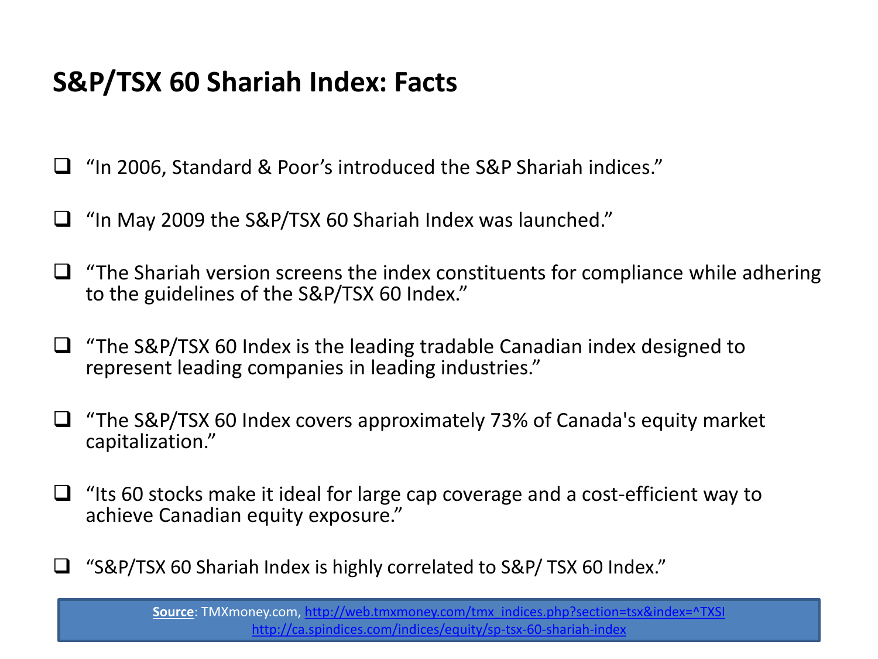# S&P/TSX 60 Shariah Index: Facts

- "In 2006, Standard & Poor's introduced the S&P Shariah indices."
- "In May 2009 the S&P/TSX 60 Shariah Index was launched."
- "The Shariah version screens the index constituents for compliance while adhering to the guidelines of the S&P/TSX 60 Index."
- "The S&P/TSX 60 Index is the leading tradable Canadian index designed to represent leading companies in leading industries."
- "The S&P/TSX 60 Index covers approximately 73% of Canada's equity market capitalization."
- "Its 60 stocks make it ideal for large cap coverage and a cost-efficient way to achieve Canadian equity exposure."
- "S&P/TSX 60 Shariah Index is highly correlated to S&P/ TSX 60 Index."

**Source**: TMXmoney.com, http://web.tmxmoney.com/tmx_indices.php?section=tsx&index=^TXSI
http://ca.spindices.com/indices/equity/sp-tsx-60-shariah-index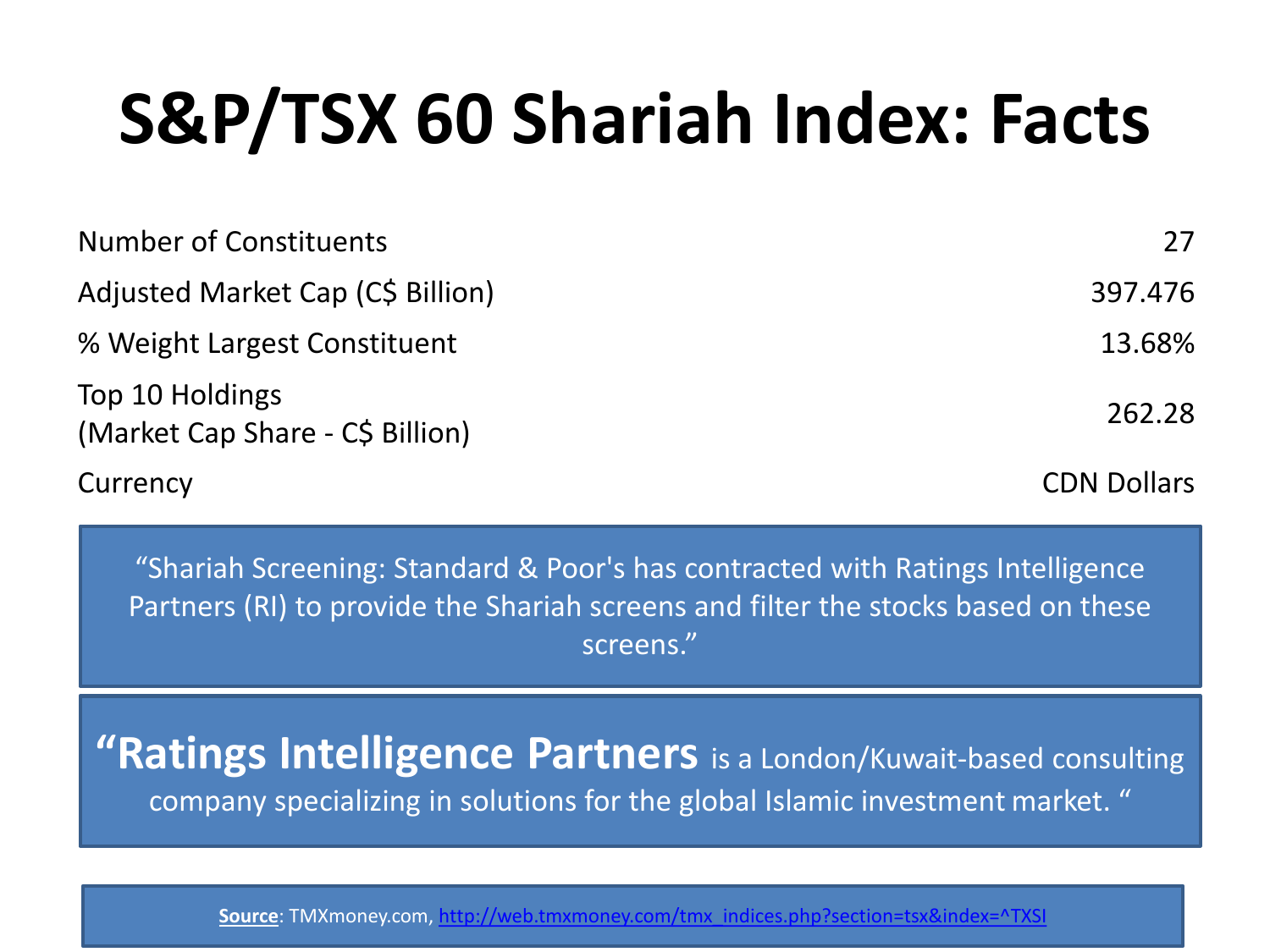# S&P/TSX 60 Shariah Index: Facts

| | |
|---|---|
| Number of Constituents | 27 |
| Adjusted Market Cap (C$ Billion) | 397.476 |
| % Weight Largest Constituent | 13.68% |
| Top 10 Holdings (Market Cap Share - C$ Billion) | 262.28 |
| Currency | CDN Dollars |

"Shariah Screening: Standard & Poor's has contracted with Ratings Intelligence Partners (RI) to provide the Shariah screens and filter the stocks based on these screens."

"**Ratings Intelligence Partners** is a London/Kuwait-based consulting company specializing in solutions for the global Islamic investment market. "

**Source**: TMXmoney.com, http://web.tmxmoney.com/tmx_indices.php?section=tsx&index=^TXSI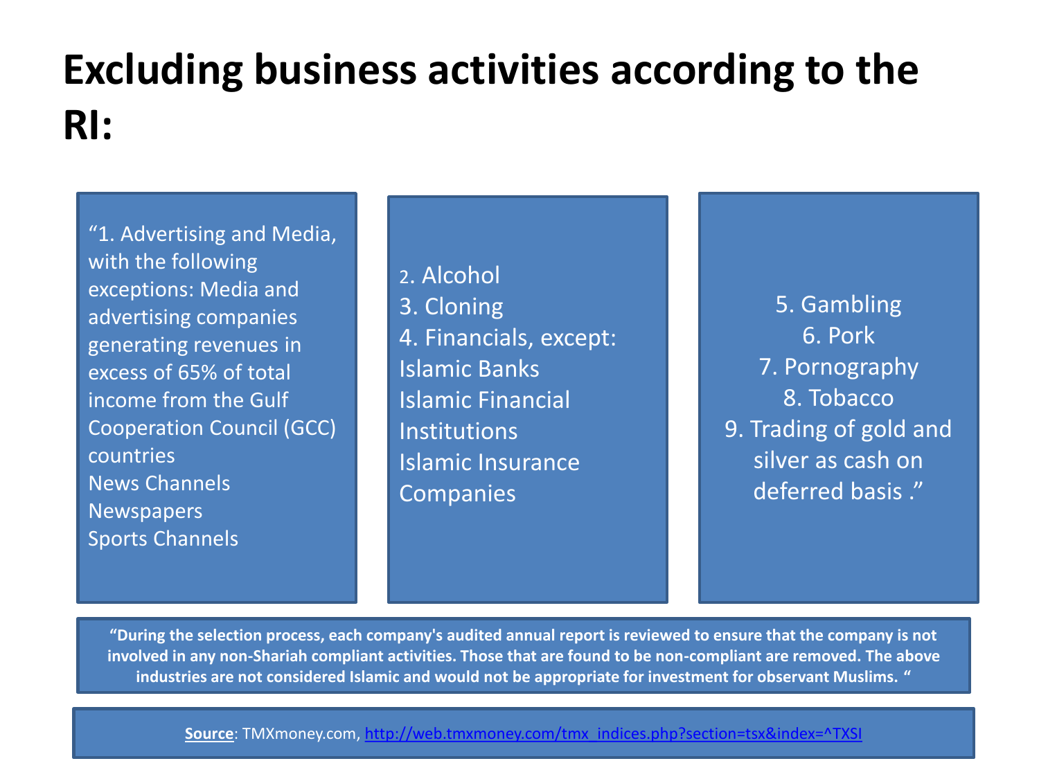# Excluding business activities according to the RI:

"1. Advertising and Media, with the following exceptions: Media and advertising companies generating revenues in excess of 65% of total income from the Gulf Cooperation Council (GCC) countries
News Channels
Newspapers
Sports Channels

2. Alcohol
3. Cloning
4. Financials, except:
Islamic Banks
Islamic Financial Institutions
Islamic Insurance Companies

5. Gambling
6. Pork
7. Pornography
8. Tobacco
9. Trading of gold and silver as cash on deferred basis ."

**"During the selection process, each company's audited annual report is reviewed to ensure that the company is not involved in any non-Shariah compliant activities. Those that are found to be non-compliant are removed. The above industries are not considered Islamic and would not be appropriate for investment for observant Muslims. "**

**Source**: TMXmoney.com, http://web.tmxmoney.com/tmx_indices.php?section=tsx&index=^TXSI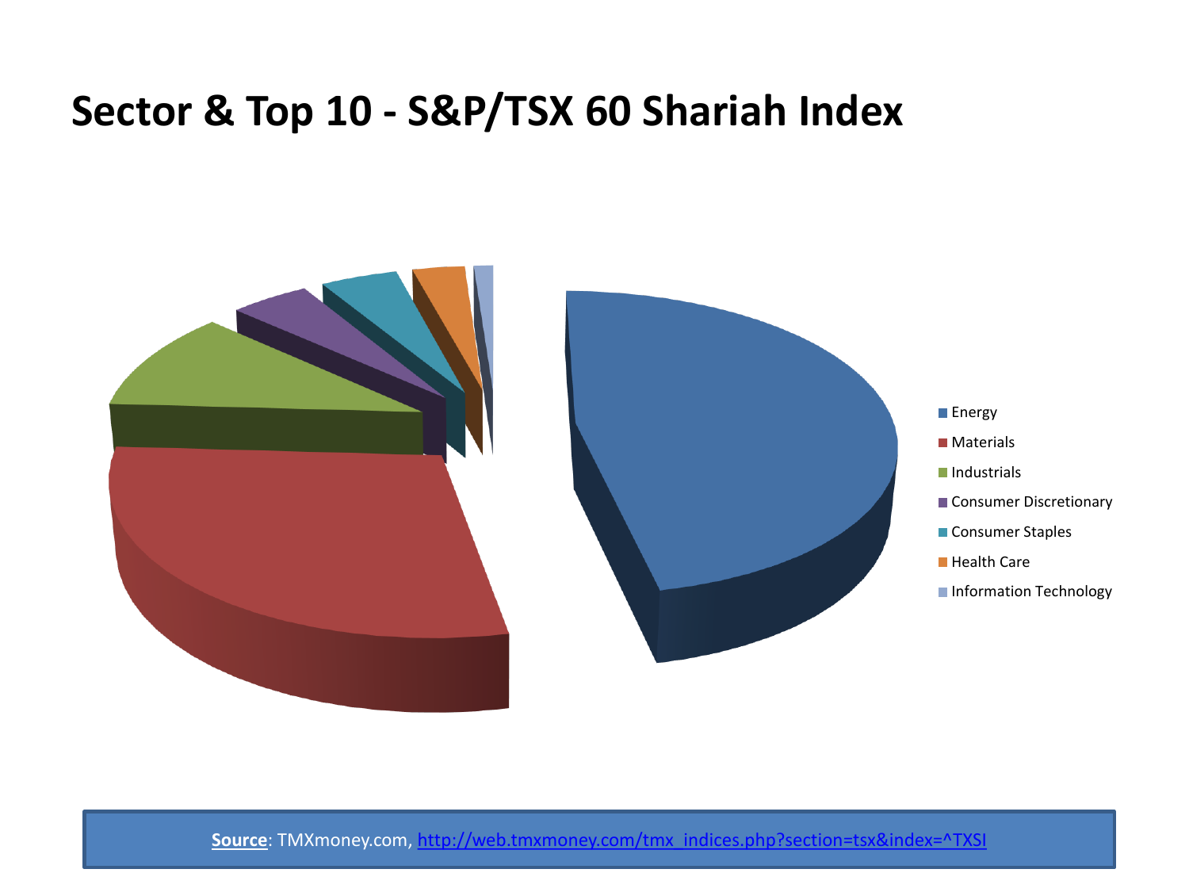# Sector & Top 10 - S&P/TSX 60 Shariah Index

- Energy
- Materials
- Industrials
- Consumer Discretionary
- Consumer Staples
- Health Care
- Information Technology

**Source**: TMXmoney.com, http://web.tmxmoney.com/tmx_indices.php?section=tsx&index=^TXSI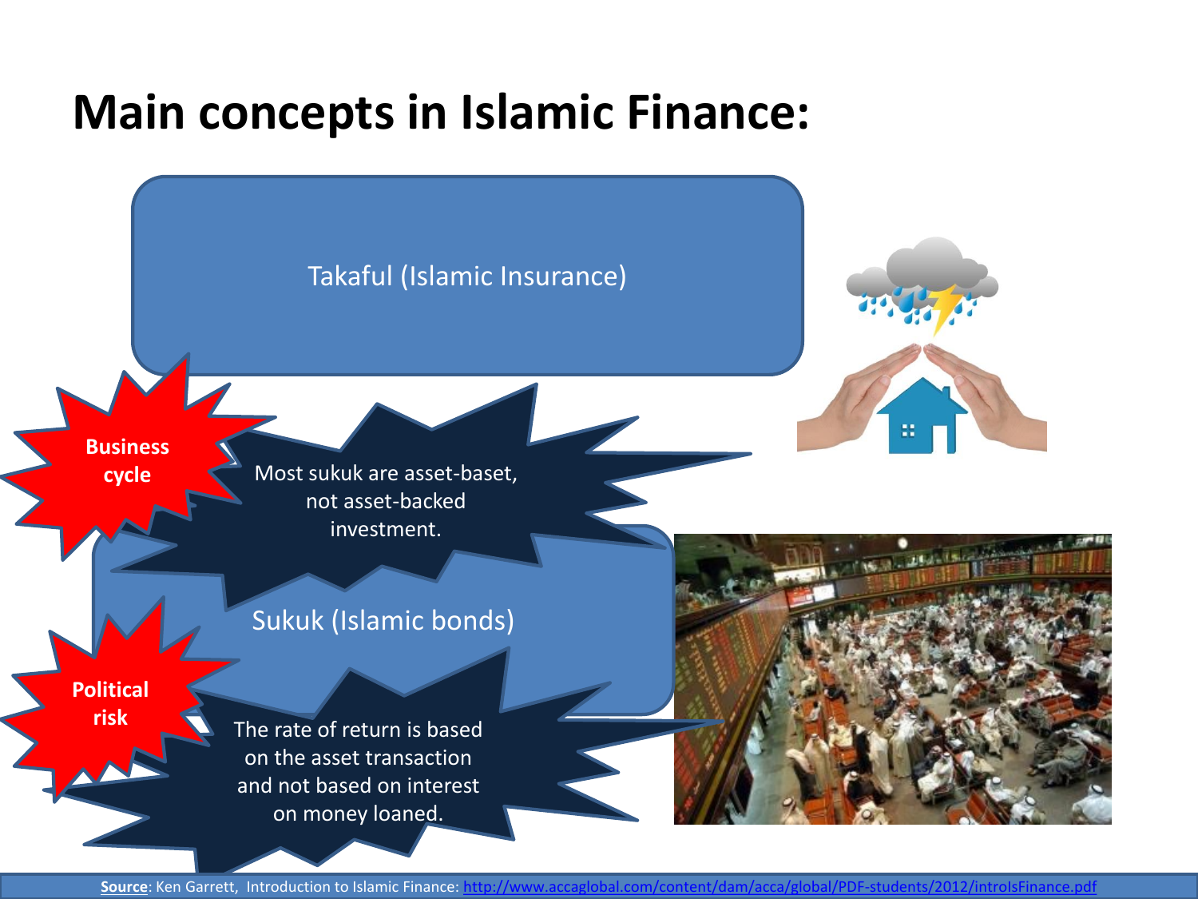# Main concepts in Islamic Finance:

Takaful (Islamic Insurance)

**Business cycle**

Most sukuk are asset-baset, not asset-backed investment.

Sukuk (Islamic bonds)

**Political risk**

The rate of return is based on the asset transaction and not based on interest on money loaned.

**Source**: Ken Garrett, Introduction to Islamic Finance: http://www.accaglobal.com/content/dam/acca/global/PDF-students/2012/introIsFinance.pdf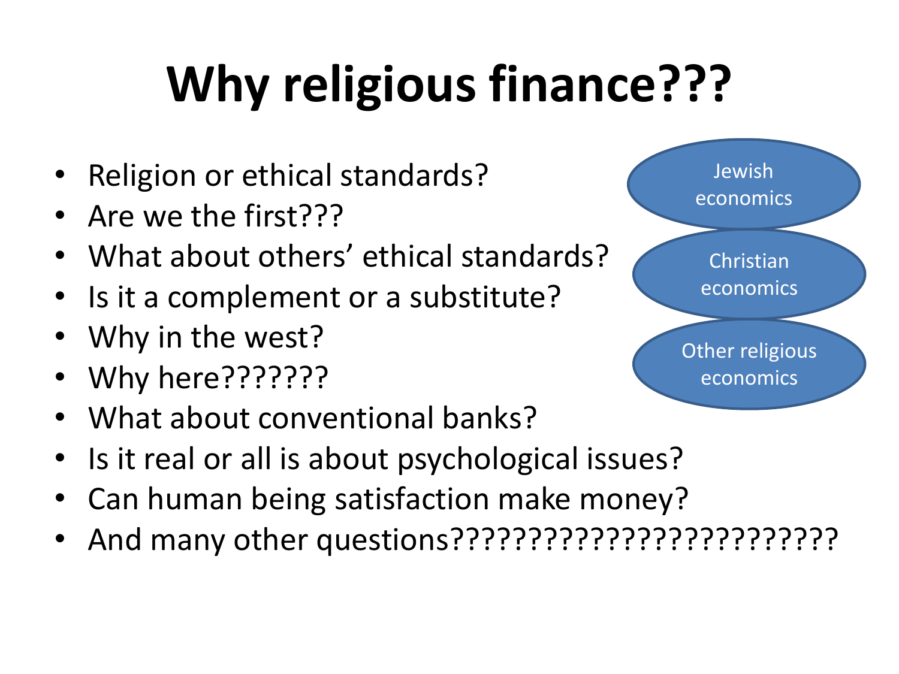# Why religious finance???

- Religion or ethical standards?
- Are we the first???
- What about others' ethical standards?
- Is it a complement or a substitute?
- Why in the west?
- Why here???????
- What about conventional banks?
- Is it real or all is about psychological issues?
- Can human being satisfaction make money?
- And many other questions?????????????????????????

Jewish economics

Christian economics

Other religious economics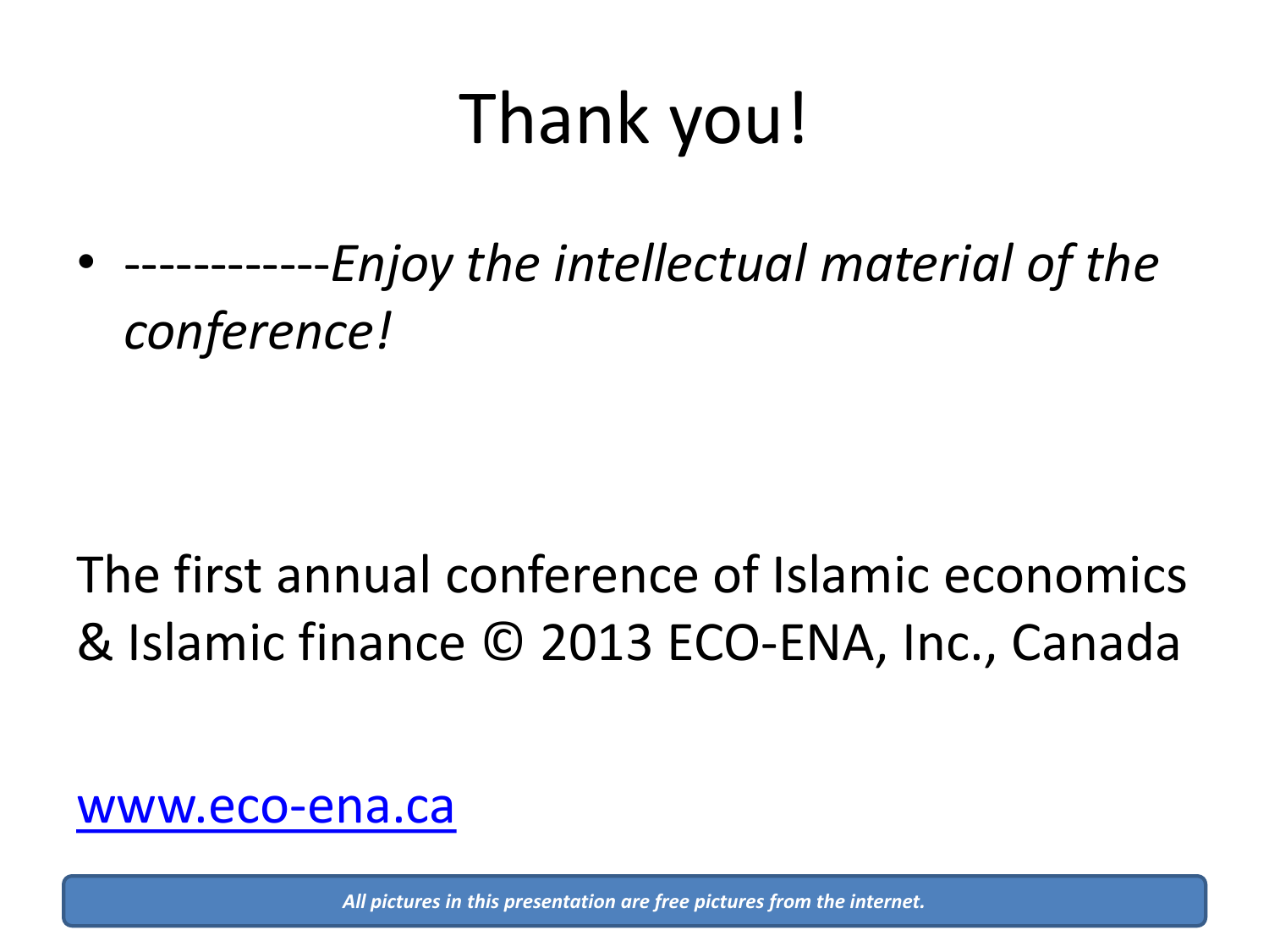# Thank you!

- ------------*Enjoy the intellectual material of the conference!*

The first annual conference of Islamic economics & Islamic finance © 2013 ECO-ENA, Inc., Canada

www.eco-ena.ca

***All pictures in this presentation are free pictures from the internet.***